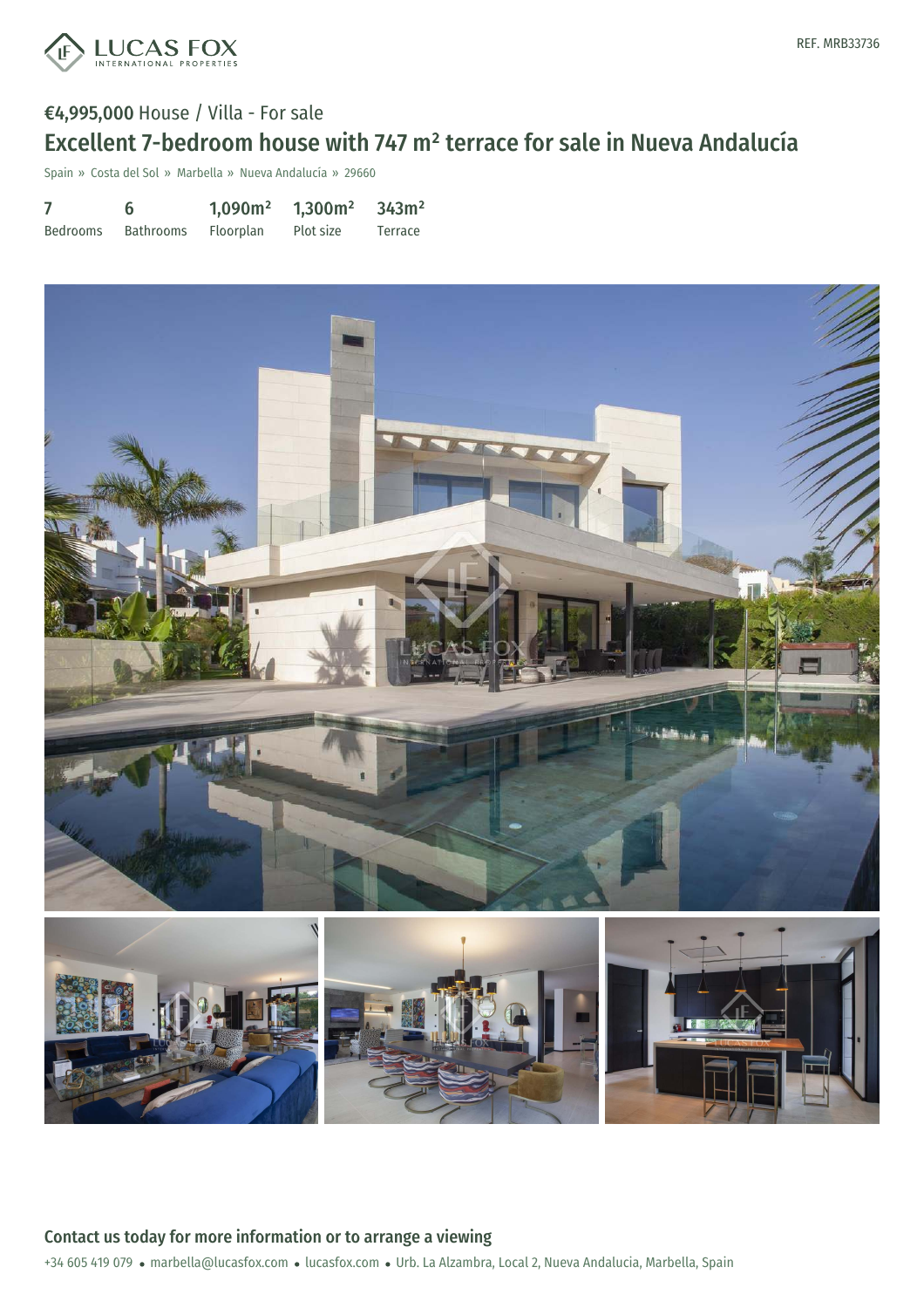LUCAS FOX
INTERNATIONAL PROPERTIES

REF. MRB33736

€4,995,000 House / Villa - For sale

# Excellent 7-bedroom house with 747 m² terrace for sale in Nueva Andalucía

Spain » Costa del Sol » Marbella » Nueva Andalucía » 29660

| 7 | 6 | 1,090m² | 1,300m² | 343m² |
|---|---|---|---|---|
| Bedrooms | Bathrooms | Floorplan | Plot size | Terrace |

## Contact us today for more information or to arrange a viewing

+34 605 419 079 • marbella@lucasfox.com • lucasfox.com • Urb. La Alzambra, Local 2, Nueva Andalucia, Marbella, Spain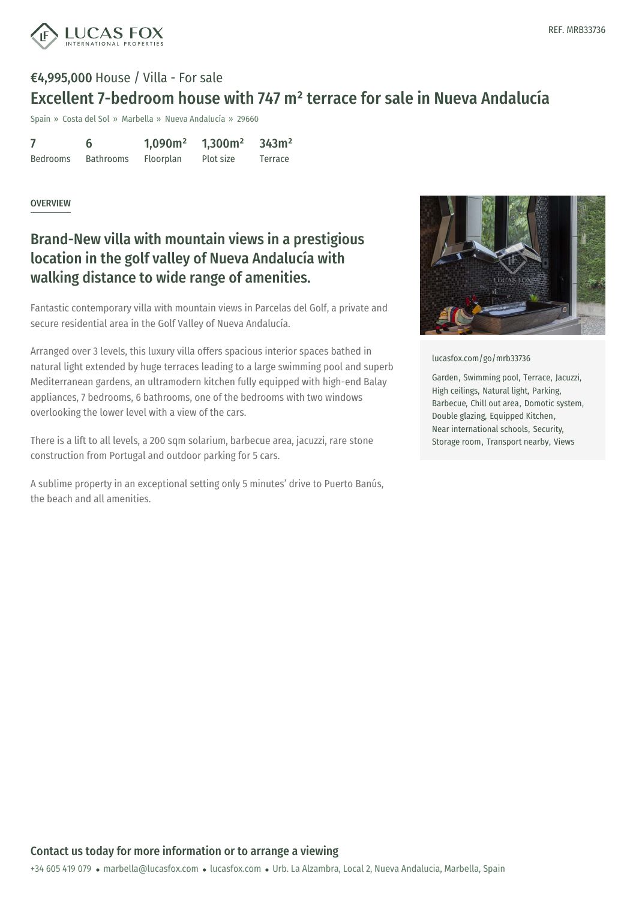REF. MRB33736

**€4,995,000** House / Villa - For sale

# Excellent 7-bedroom house with 747 m² terrace for sale in Nueva Andalucía

Spain » Costa del Sol » Marbella » Nueva Andalucía » 29660

| 7 | 6 | 1,090m² | 1,300m² | 343m² |
|---|---|---|---|---|
| Bedrooms | Bathrooms | Floorplan | Plot size | Terrace |

OVERVIEW

## Brand-New villa with mountain views in a prestigious location in the golf valley of Nueva Andalucía with walking distance to wide range of amenities.

Fantastic contemporary villa with mountain views in Parcelas del Golf, a private and secure residential area in the Golf Valley of Nueva Andalucía.

Arranged over 3 levels, this luxury villa offers spacious interior spaces bathed in natural light extended by huge terraces leading to a large swimming pool and superb Mediterranean gardens, an ultramodern kitchen fully equipped with high-end Balay appliances, 7 bedrooms, 6 bathrooms, one of the bedrooms with two windows overlooking the lower level with a view of the cars.

There is a lift to all levels, a 200 sqm solarium, barbecue area, jacuzzi, rare stone construction from Portugal and outdoor parking for 5 cars.

A sublime property in an exceptional setting only 5 minutes' drive to Puerto Banús, the beach and all amenities.

lucasfox.com/go/mrb33736

Garden, Swimming pool, Terrace, Jacuzzi, High ceilings, Natural light, Parking, Barbecue, Chill out area, Domotic system, Double glazing, Equipped Kitchen, Near international schools, Security, Storage room, Transport nearby, Views

## Contact us today for more information or to arrange a viewing

+34 605 419 079 • marbella@lucasfox.com • lucasfox.com • Urb. La Alzambra, Local 2, Nueva Andalucia, Marbella, Spain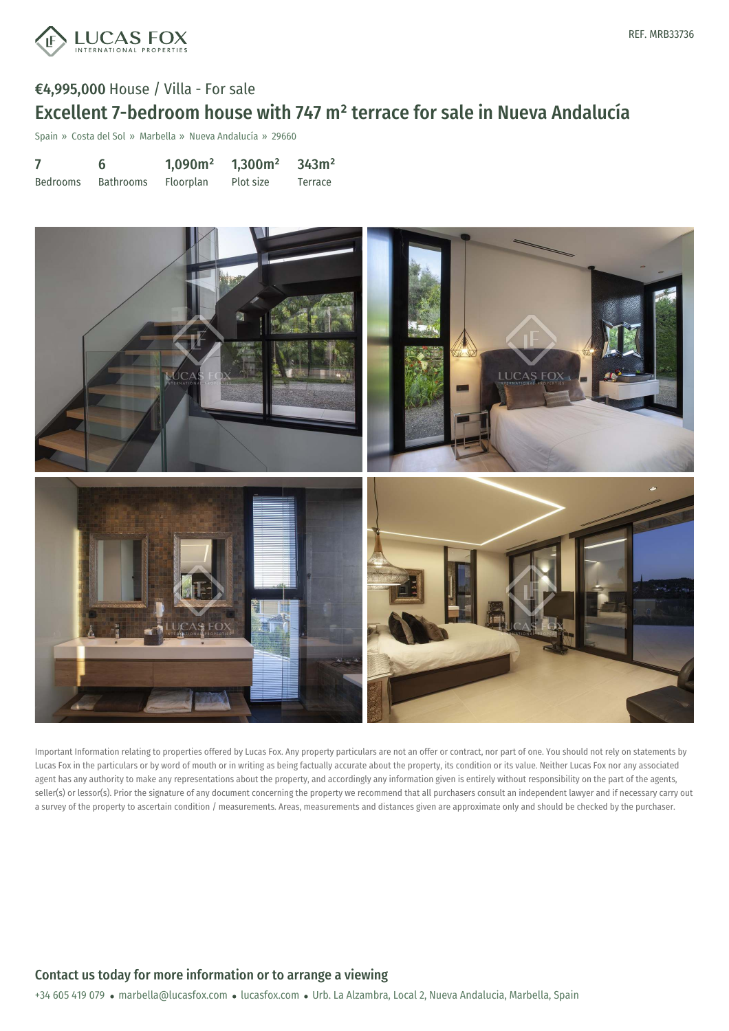REF. MRB33736

**€4,995,000** House / Villa - For sale

# Excellent 7-bedroom house with 747 m² terrace for sale in Nueva Andalucía

Spain » Costa del Sol » Marbella » Nueva Andalucía » 29660

| 7 | 6 | 1,090m² | 1,300m² | 343m² |
|---|---|---|---|---|
| Bedrooms | Bathrooms | Floorplan | Plot size | Terrace |

Important Information relating to properties offered by Lucas Fox. Any property particulars are not an offer or contract, nor part of one. You should not rely on statements by Lucas Fox in the particulars or by word of mouth or in writing as being factually accurate about the property, its condition or its value. Neither Lucas Fox nor any associated agent has any authority to make any representations about the property, and accordingly any information given is entirely without responsibility on the part of the agents, seller(s) or lessor(s). Prior the signature of any document concerning the property we recommend that all purchasers consult an independent lawyer and if necessary carry out a survey of the property to ascertain condition / measurements. Areas, measurements and distances given are approximate only and should be checked by the purchaser.

## Contact us today for more information or to arrange a viewing

+34 605 419 079 • marbella@lucasfox.com • lucasfox.com • Urb. La Alzambra, Local 2, Nueva Andalucia, Marbella, Spain